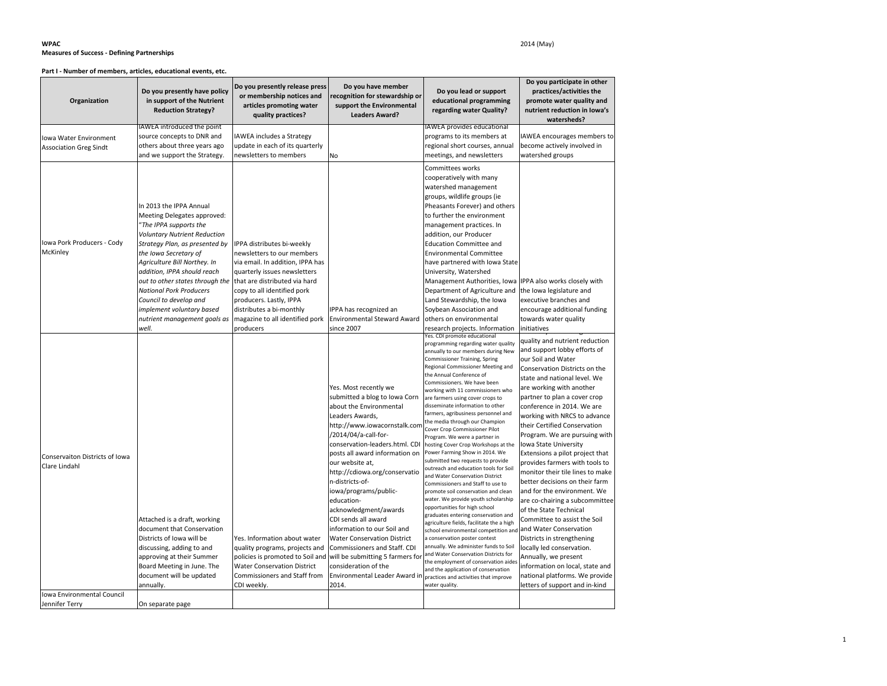**WPAC**

**Measures of Success - Defining Partnerships**

2014 (May)

**Part I - Number of members, articles, educational events, etc.**

| Organization | Do you presently have policy in support of the Nutrient Reduction Strategy? | Do you presently release press or membership notices and articles promoting water quality practices? | Do you have member recognition for stewardship or support the Environmental Leaders Award? | Do you lead or support educational programming regarding water Quality? | Do you participate in other practices/activities the promote water quality and nutrient reduction in Iowa's watersheds? |
|---|---|---|---|---|---|
| Iowa Water Environment Association Greg Sindt | IAWEA introduced the point source concepts to DNR and others about three years ago and we support the Strategy. | IAWEA includes a Strategy update in each of its quarterly newsletters to members | No | IAWEA provides educational programs to its members at regional short courses, annual meetings, and newsletters | IAWEA encourages members to become actively involved in watershed groups |
| Iowa Pork Producers - Cody McKinley | In 2013 the IPPA Annual Meeting Delegates approved: *"The IPPA supports the Voluntary Nutrient Reduction Strategy Plan, as presented by the Iowa Secretary of Agriculture Bill Northey. In addition, IPPA should reach out to other states through the National Pork Producers Council to develop and implement voluntary based nutrient management goals as well.* | IPPA distributes bi-weekly newsletters to our members via email. In addition, IPPA has quarterly issues newsletters that are distributed via hard copy to all identified pork producers. Lastly, IPPA distributes a bi-monthly magazine to all identified pork producers | IPPA has recognized an Environmental Steward Award since 2007 | Committees works cooperatively with many watershed management groups, wildlife groups (ie Pheasants Forever) and others to further the environment management practices. In addition, our Producer Education Committee and Environmental Committee have partnered with Iowa State University, Watershed Management Authorities, Iowa Department of Agriculture and Land Stewardship, the Iowa Soybean Association and others on environmental research projects. Information | IPPA also works closely with the Iowa legislature and executive branches and encourage additional funding towards water quality initiatives |
| Conservaiton Districts of Iowa Clare Lindahl | Attached is a draft, working document that Conservation Districts of Iowa will be discussing, adding to and approving at their Summer Board Meeting in June. The document will be updated annually. | Yes. Information about water quality programs, projects and policies is promoted to Soil and Water Conservation District Commissioners and Staff from CDI weekly. | Yes. Most recently we submitted a blog to Iowa Corn about the Environmental Leaders Awards, http://www.iowacornstalk.com/2014/04/a-call-for-conservation-leaders.html. CDI posts all award information on our website at, http://cdiowa.org/conservation-districts-of-iowa/programs/public-education-acknowledgment/awards CDI sends all award information to our Soil and Water Conservation District Commissioners and Staff. CDI will be submitting 5 farmers for consideration of the Environmental Leader Award in 2014. | Yes. CDI promote educational programming regarding water quality annually to our members during New Commissioner Training, Spring Regional Commissioner Meeting and the Annual Conference of Commissioners. We have been working with 11 commissioners who are farmers using cover crops to disseminate information to other farmers, agribusiness personnel and the media through our Champion Cover Crop Commissioner Pilot Program. We were a partner in hosting Cover Crop Workshops at the Power Farming Show in 2014. We submitted two requests to provide outreach and education tools for Soil and Water Conservation District Commissioners and Staff to use to promote soil conservation and clean water. We provide youth scholarship opportunities for high school graduates entering conservation and agriculture fields, facilitate the a high school environmental competition and a conservation poster contest annually. We administer funds to Soil and Water Conservation Districts for the employment of conservation aides and the application of conservation practices and activities that improve water quality. | quality and nutrient reduction and support lobby efforts of our Soil and Water Conservation Districts on the state and national level. We are working with another partner to plan a cover crop conference in 2014. We are working with NRCS to advance their Certified Conservation Program. We are pursuing with Iowa State University Extensions a pilot project that provides farmers with tools to monitor their tile lines to make better decisions on their farm and for the environment. We are co-chairing a subcommittee of the State Technical Committee to assist the Soil and Water Conservation Districts in strengthening locally led conservation. Annually, we present information on local, state and national platforms. We provide letters of support and in-kind |
| Iowa Environmental Council Jennifer Terry | On separate page | | | | |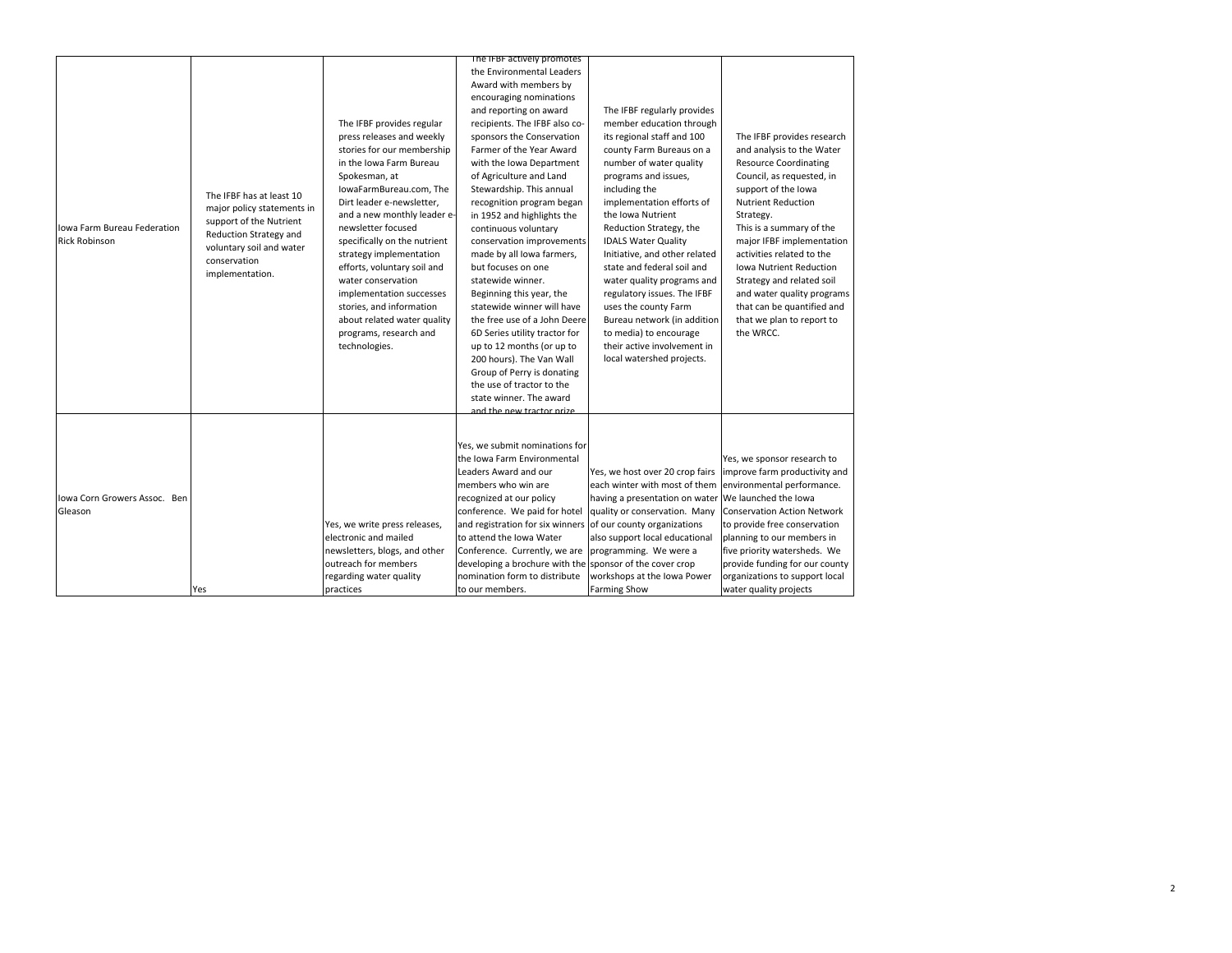| | | | | | |
|---|---|---|---|---|---|
| Iowa Farm Bureau Federation Rick Robinson | The IFBF has at least 10 major policy statements in support of the Nutrient Reduction Strategy and voluntary soil and water conservation implementation. | The IFBF provides regular press releases and weekly stories for our membership in the Iowa Farm Bureau Spokesman, at IowaFarmBureau.com, The Dirt leader e-newsletter, and a new monthly leader e-newsletter focused specifically on the nutrient strategy implementation efforts, voluntary soil and water conservation implementation successes stories, and information about related water quality programs, research and technologies. | The IFBF actively promotes the Environmental Leaders Award with members by encouraging nominations and reporting on award recipients. The IFBF also co-sponsors the Conservation Farmer of the Year Award with the Iowa Department of Agriculture and Land Stewardship. This annual recognition program began in 1952 and highlights the continuous voluntary conservation improvements made by all Iowa farmers, but focuses on one statewide winner. Beginning this year, the statewide winner will have the free use of a John Deere 6D Series utility tractor for up to 12 months (or up to 200 hours). The Van Wall Group of Perry is donating the use of tractor to the state winner. The award and the new tractor prize | The IFBF regularly provides member education through its regional staff and 100 county Farm Bureaus on a number of water quality programs and issues, including the implementation efforts of the Iowa Nutrient Reduction Strategy, the IDALS Water Quality Initiative, and other related state and federal soil and water quality programs and regulatory issues. The IFBF uses the county Farm Bureau network (in addition to media) to encourage their active involvement in local watershed projects. | The IFBF provides research and analysis to the Water Resource Coordinating Council, as requested, in support of the Iowa Nutrient Reduction Strategy.<br>This is a summary of the major IFBF implementation activities related to the Iowa Nutrient Reduction Strategy and related soil and water quality programs that can be quantified and that we plan to report to the WRCC. |
| Iowa Corn Growers Assoc. Ben Gleason | Yes | Yes, we write press releases, electronic and mailed newsletters, blogs, and other outreach for members regarding water quality practices | Yes, we submit nominations for the Iowa Farm Environmental Leaders Award and our members who win are recognized at our policy conference. We paid for hotel and registration for six winners to attend the Iowa Water Conference. Currently, we are developing a brochure with the nomination form to distribute to our members. | Yes, we host over 20 crop fairs each winter with most of them having a presentation on water quality or conservation. Many of our county organizations also support local educational programming. We were a sponsor of the cover crop workshops at the Iowa Power Farming Show | Yes, we sponsor research to improve farm productivity and environmental performance. We launched the Iowa Conservation Action Network to provide free conservation planning to our members in five priority watersheds. We provide funding for our county organizations to support local water quality projects |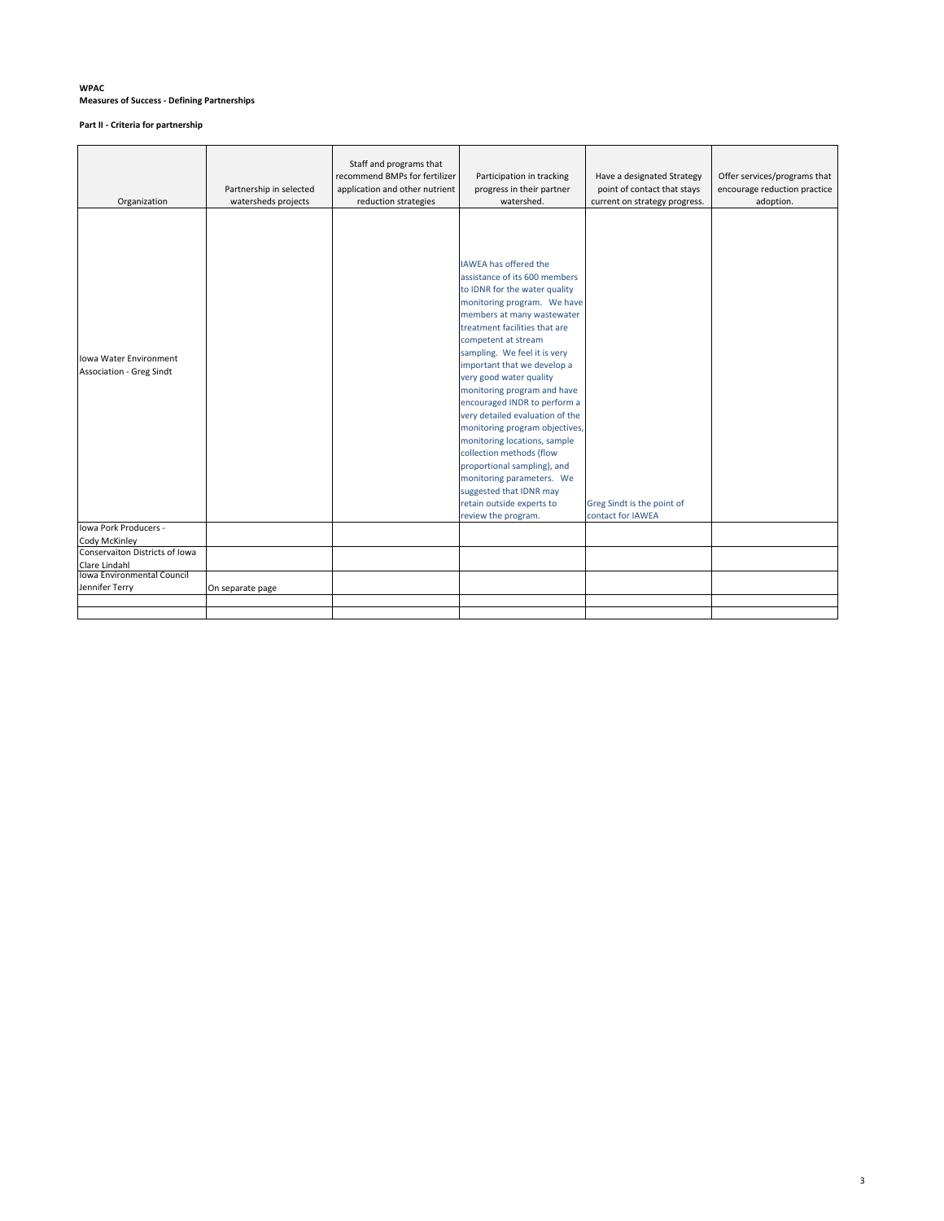**WPAC**
**Measures of Success - Defining Partnerships**

**Part II - Criteria for partnership**

| Organization | Partnership in selected watersheds projects | Staff and programs that recommend BMPs for fertilizer application and other nutrient reduction strategies | Participation in tracking progress in their partner watershed. | Have a designated Strategy point of contact that stays current on strategy progress. | Offer services/programs that encourage reduction practice adoption. |
|---|---|---|---|---|---|
| Iowa Water Environment Association - Greg Sindt | | | IAWEA has offered the assistance of its 600 members to IDNR for the water quality monitoring program. We have members at many wastewater treatment facilities that are competent at stream sampling. We feel it is very important that we develop a very good water quality monitoring program and have encouraged INDR to perform a very detailed evaluation of the monitoring program objectives, monitoring locations, sample collection methods (flow proportional sampling), and monitoring parameters. We suggested that IDNR may retain outside experts to review the program. | Greg Sindt is the point of contact for IAWEA | |
| Iowa Pork Producers - Cody McKinley | | | | | |
| Conservaiton Districts of Iowa Clare Lindahl | | | | | |
| Iowa Environmental Council Jennifer Terry | On separate page | | | | |
| | | | | | |
| | | | | | |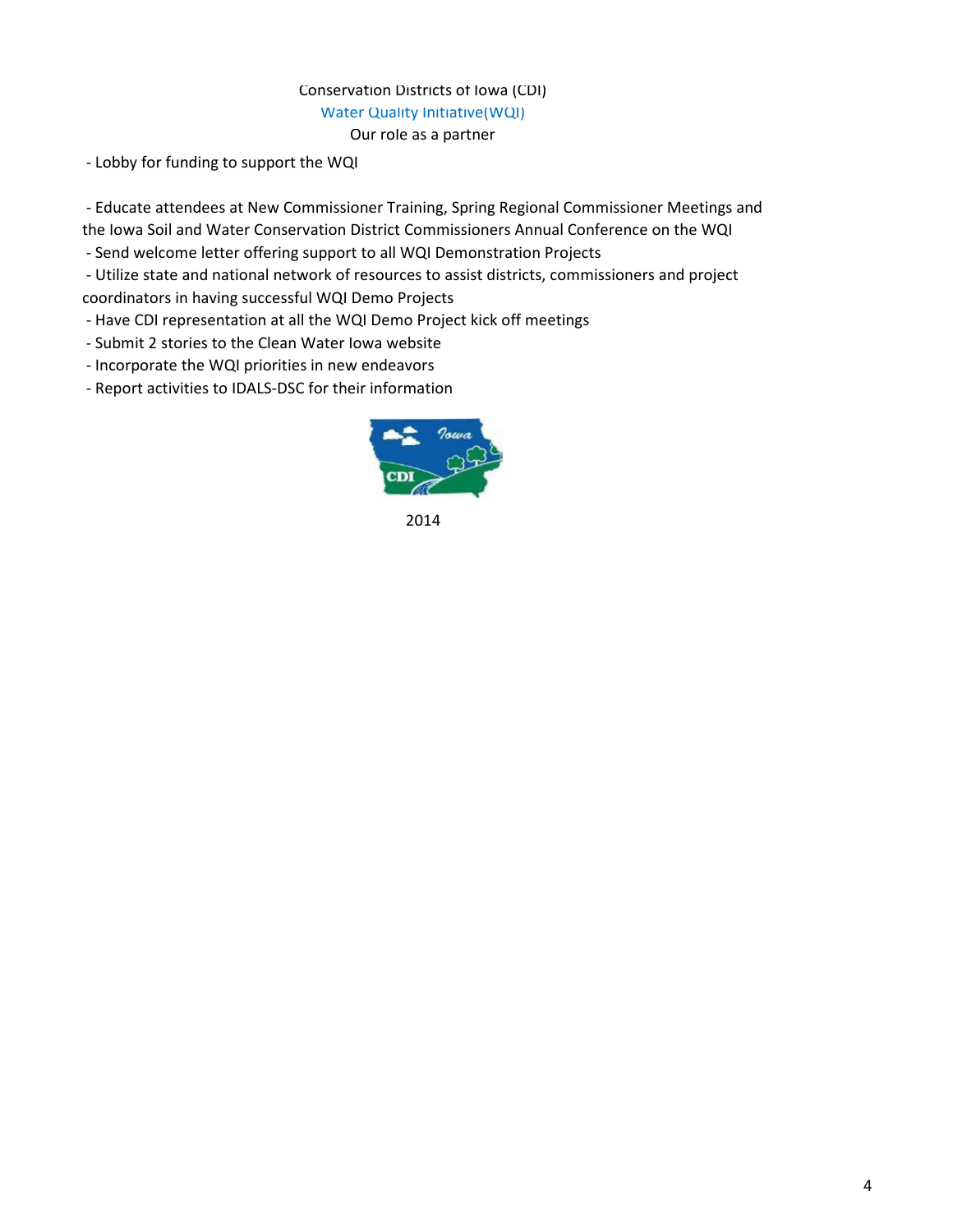Conservation Districts of Iowa (CDI)

Water Quality Initiative(WQI)

Our role as a partner

- Lobby for funding to support the WQI
- Educate attendees at New Commissioner Training, Spring Regional Commissioner Meetings and the Iowa Soil and Water Conservation District Commissioners Annual Conference on the WQI
- Send welcome letter offering support to all WQI Demonstration Projects
- Utilize state and national network of resources to assist districts, commissioners and project coordinators in having successful WQI Demo Projects
- Have CDI representation at all the WQI Demo Project kick off meetings
- Submit 2 stories to the Clean Water Iowa website
- Incorporate the WQI priorities in new endeavors
- Report activities to IDALS-DSC for their information

2014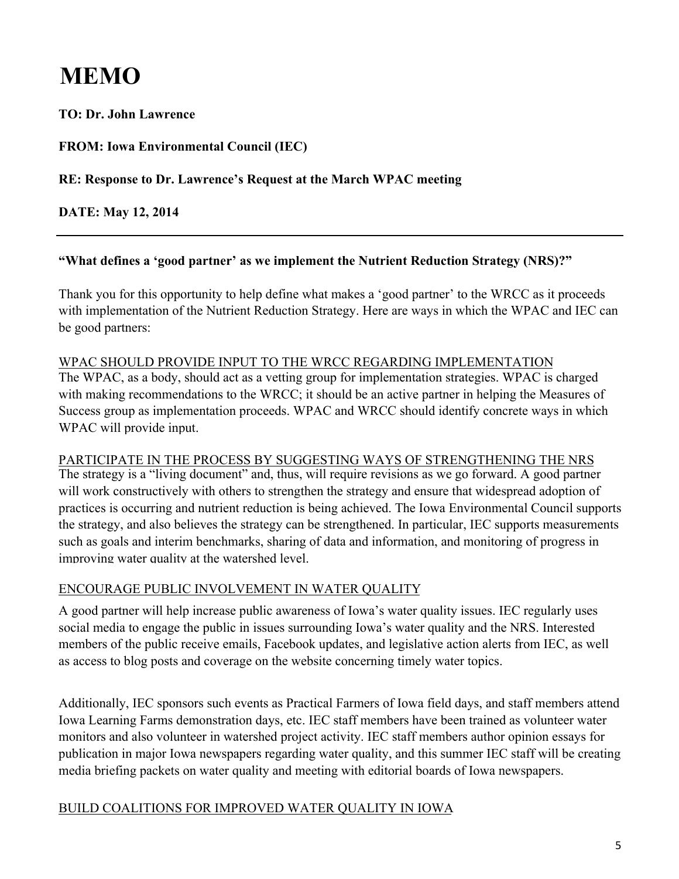# MEMO

**TO: Dr. John Lawrence**

**FROM: Iowa Environmental Council (IEC)**

**RE: Response to Dr. Lawrence's Request at the March WPAC meeting**

**DATE: May 12, 2014**

---

**"What defines a 'good partner' as we implement the Nutrient Reduction Strategy (NRS)?"**

Thank you for this opportunity to help define what makes a 'good partner' to the WRCC as it proceeds with implementation of the Nutrient Reduction Strategy. Here are ways in which the WPAC and IEC can be good partners:

<u>WPAC SHOULD PROVIDE INPUT TO THE WRCC REGARDING IMPLEMENTATION</u>

The WPAC, as a body, should act as a vetting group for implementation strategies. WPAC is charged with making recommendations to the WRCC; it should be an active partner in helping the Measures of Success group as implementation proceeds. WPAC and WRCC should identify concrete ways in which WPAC will provide input.

<u>PARTICIPATE IN THE PROCESS BY SUGGESTING WAYS OF STRENGTHENING THE NRS</u>

The strategy is a "living document" and, thus, will require revisions as we go forward. A good partner will work constructively with others to strengthen the strategy and ensure that widespread adoption of practices is occurring and nutrient reduction is being achieved. The Iowa Environmental Council supports the strategy, and also believes the strategy can be strengthened. In particular, IEC supports measurements such as goals and interim benchmarks, sharing of data and information, and monitoring of progress in improving water quality at the watershed level.

<u>ENCOURAGE PUBLIC INVOLVEMENT IN WATER QUALITY</u>

A good partner will help increase public awareness of Iowa's water quality issues. IEC regularly uses social media to engage the public in issues surrounding Iowa's water quality and the NRS. Interested members of the public receive emails, Facebook updates, and legislative action alerts from IEC, as well as access to blog posts and coverage on the website concerning timely water topics.

Additionally, IEC sponsors such events as Practical Farmers of Iowa field days, and staff members attend Iowa Learning Farms demonstration days, etc. IEC staff members have been trained as volunteer water monitors and also volunteer in watershed project activity. IEC staff members author opinion essays for publication in major Iowa newspapers regarding water quality, and this summer IEC staff will be creating media briefing packets on water quality and meeting with editorial boards of Iowa newspapers.

<u>BUILD COALITIONS FOR IMPROVED WATER QUALITY IN IOWA</u>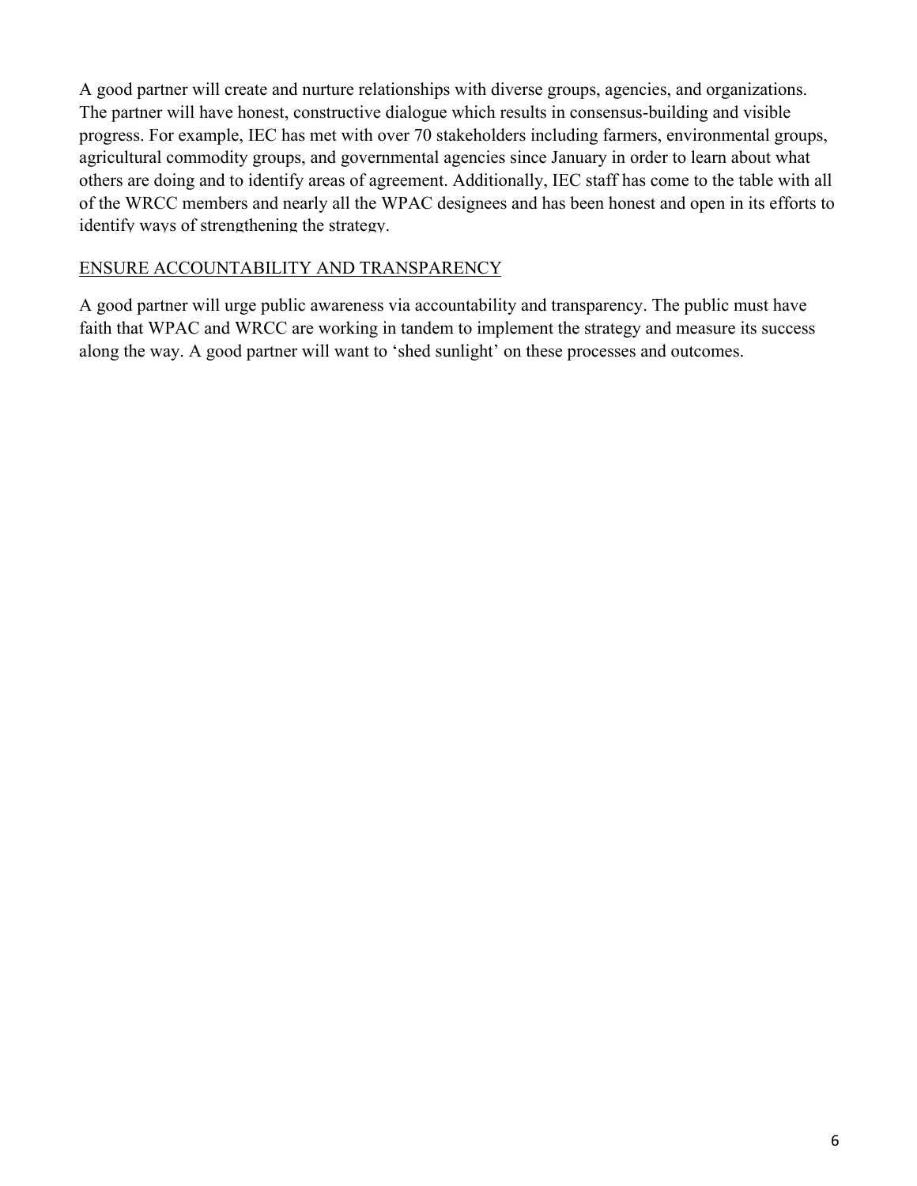A good partner will create and nurture relationships with diverse groups, agencies, and organizations. The partner will have honest, constructive dialogue which results in consensus-building and visible progress. For example, IEC has met with over 70 stakeholders including farmers, environmental groups, agricultural commodity groups, and governmental agencies since January in order to learn about what others are doing and to identify areas of agreement. Additionally, IEC staff has come to the table with all of the WRCC members and nearly all the WPAC designees and has been honest and open in its efforts to identify ways of strengthening the strategy.

<u>ENSURE ACCOUNTABILITY AND TRANSPARENCY</u>

A good partner will urge public awareness via accountability and transparency. The public must have faith that WPAC and WRCC are working in tandem to implement the strategy and measure its success along the way. A good partner will want to 'shed sunlight' on these processes and outcomes.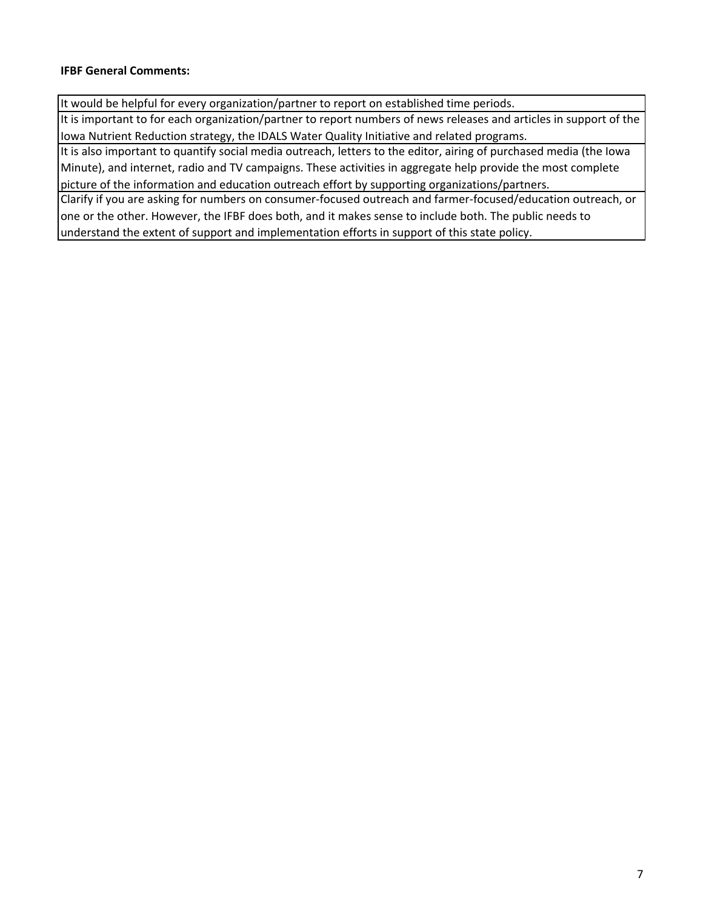**IFBF General Comments:**

| It would be helpful for every organization/partner to report on established time periods. |
| --- |
| It is important to for each organization/partner to report numbers of news releases and articles in support of the Iowa Nutrient Reduction strategy, the IDALS Water Quality Initiative and related programs. |
| It is also important to quantify social media outreach, letters to the editor, airing of purchased media (the Iowa Minute), and internet, radio and TV campaigns. These activities in aggregate help provide the most complete picture of the information and education outreach effort by supporting organizations/partners. |
| Clarify if you are asking for numbers on consumer-focused outreach and farmer-focused/education outreach, or one or the other. However, the IFBF does both, and it makes sense to include both. The public needs to understand the extent of support and implementation efforts in support of this state policy. |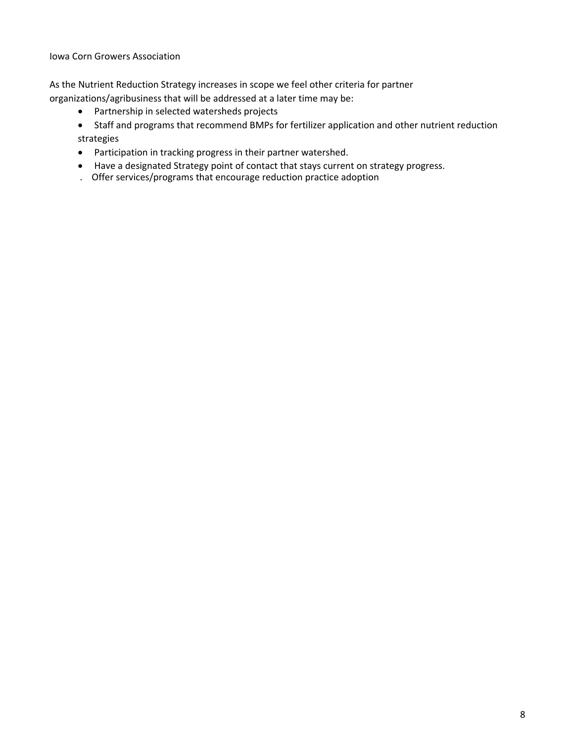Iowa Corn Growers Association

As the Nutrient Reduction Strategy increases in scope we feel other criteria for partner organizations/agribusiness that will be addressed at a later time may be:

- Partnership in selected watersheds projects
- Staff and programs that recommend BMPs for fertilizer application and other nutrient reduction strategies
- Participation in tracking progress in their partner watershed.
- Have a designated Strategy point of contact that stays current on strategy progress.
- Offer services/programs that encourage reduction practice adoption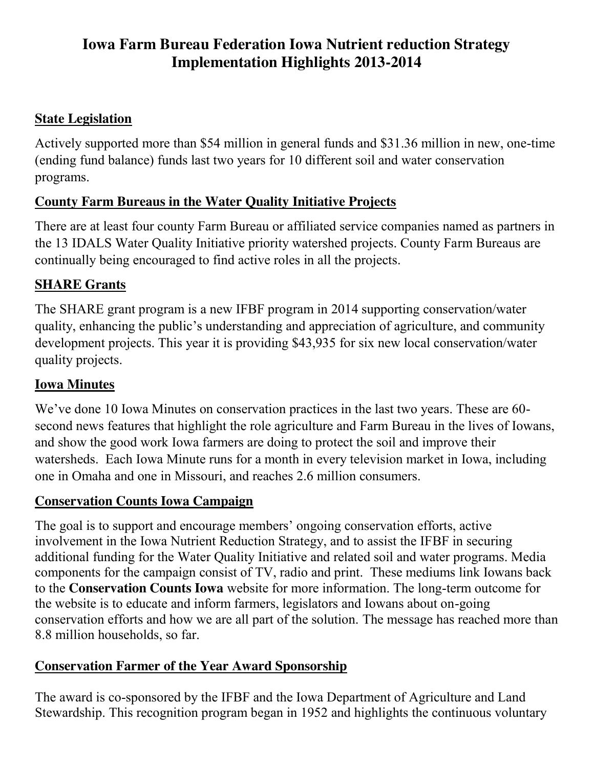# Iowa Farm Bureau Federation Iowa Nutrient reduction Strategy Implementation Highlights 2013-2014

## State Legislation

Actively supported more than $54 million in general funds and $31.36 million in new, one-time (ending fund balance) funds last two years for 10 different soil and water conservation programs.

## County Farm Bureaus in the Water Quality Initiative Projects

There are at least four county Farm Bureau or affiliated service companies named as partners in the 13 IDALS Water Quality Initiative priority watershed projects. County Farm Bureaus are continually being encouraged to find active roles in all the projects.

## SHARE Grants

The SHARE grant program is a new IFBF program in 2014 supporting conservation/water quality, enhancing the public's understanding and appreciation of agriculture, and community development projects. This year it is providing $43,935 for six new local conservation/water quality projects.

## Iowa Minutes

We've done 10 Iowa Minutes on conservation practices in the last two years. These are 60-second news features that highlight the role agriculture and Farm Bureau in the lives of Iowans, and show the good work Iowa farmers are doing to protect the soil and improve their watersheds. Each Iowa Minute runs for a month in every television market in Iowa, including one in Omaha and one in Missouri, and reaches 2.6 million consumers.

## Conservation Counts Iowa Campaign

The goal is to support and encourage members' ongoing conservation efforts, active involvement in the Iowa Nutrient Reduction Strategy, and to assist the IFBF in securing additional funding for the Water Quality Initiative and related soil and water programs. Media components for the campaign consist of TV, radio and print. These mediums link Iowans back to the **Conservation Counts Iowa** website for more information. The long-term outcome for the website is to educate and inform farmers, legislators and Iowans about on-going conservation efforts and how we are all part of the solution. The message has reached more than 8.8 million households, so far.

## Conservation Farmer of the Year Award Sponsorship

The award is co-sponsored by the IFBF and the Iowa Department of Agriculture and Land Stewardship. This recognition program began in 1952 and highlights the continuous voluntary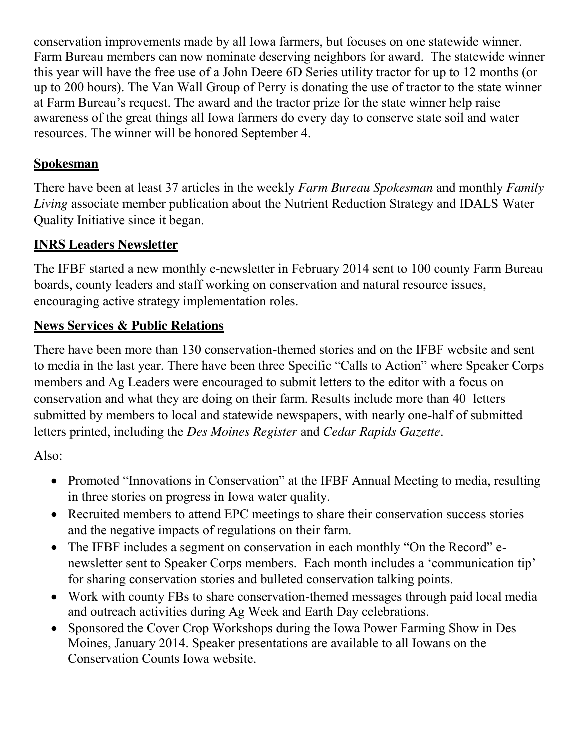conservation improvements made by all Iowa farmers, but focuses on one statewide winner. Farm Bureau members can now nominate deserving neighbors for award. The statewide winner this year will have the free use of a John Deere 6D Series utility tractor for up to 12 months (or up to 200 hours). The Van Wall Group of Perry is donating the use of tractor to the state winner at Farm Bureau's request. The award and the tractor prize for the state winner help raise awareness of the great things all Iowa farmers do every day to conserve state soil and water resources. The winner will be honored September 4.

## Spokesman

There have been at least 37 articles in the weekly *Farm Bureau Spokesman* and monthly *Family Living* associate member publication about the Nutrient Reduction Strategy and IDALS Water Quality Initiative since it began.

## INRS Leaders Newsletter

The IFBF started a new monthly e-newsletter in February 2014 sent to 100 county Farm Bureau boards, county leaders and staff working on conservation and natural resource issues, encouraging active strategy implementation roles.

## News Services & Public Relations

There have been more than 130 conservation-themed stories and on the IFBF website and sent to media in the last year. There have been three Specific "Calls to Action" where Speaker Corps members and Ag Leaders were encouraged to submit letters to the editor with a focus on conservation and what they are doing on their farm. Results include more than 40 letters submitted by members to local and statewide newspapers, with nearly one-half of submitted letters printed, including the *Des Moines Register* and *Cedar Rapids Gazette*.

Also:

- Promoted "Innovations in Conservation" at the IFBF Annual Meeting to media, resulting in three stories on progress in Iowa water quality.
- Recruited members to attend EPC meetings to share their conservation success stories and the negative impacts of regulations on their farm.
- The IFBF includes a segment on conservation in each monthly "On the Record" e-newsletter sent to Speaker Corps members. Each month includes a 'communication tip' for sharing conservation stories and bulleted conservation talking points.
- Work with county FBs to share conservation-themed messages through paid local media and outreach activities during Ag Week and Earth Day celebrations.
- Sponsored the Cover Crop Workshops during the Iowa Power Farming Show in Des Moines, January 2014. Speaker presentations are available to all Iowans on the Conservation Counts Iowa website.